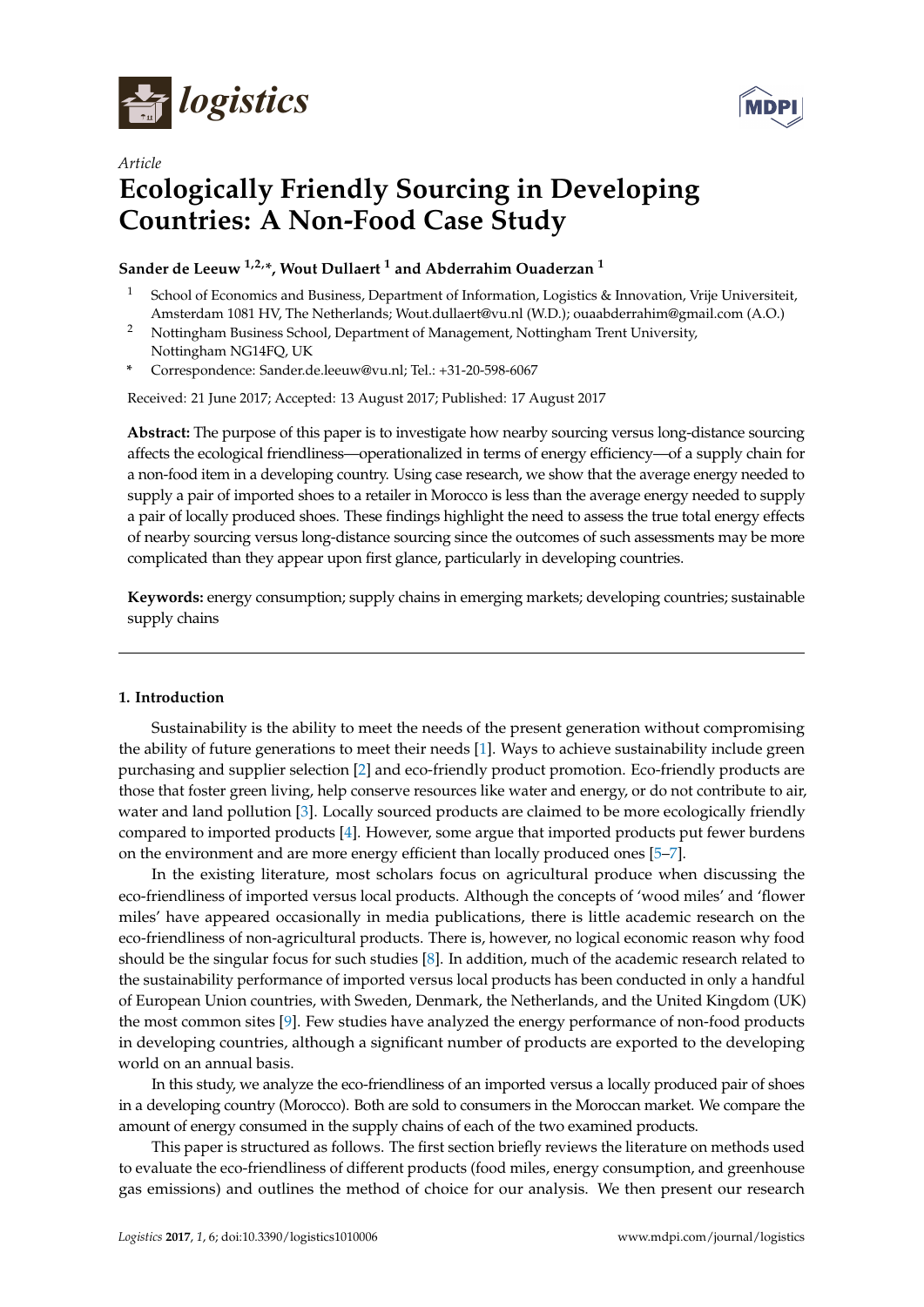*Article*

# Ecologically Friendly Sourcing in Developing Countries: A Non-Food Case Study

**Sander de Leeuw [1,2,*], Wout Dullaert [1] and Abderrahim Ouaderzan [1]**

[1] School of Economics and Business, Department of Information, Logistics & Innovation, Vrije Universiteit, Amsterdam 1081 HV, The Netherlands; Wout.dullaert@vu.nl (W.D.); ouaabderrahim@gmail.com (A.O.)

[2] Nottingham Business School, Department of Management, Nottingham Trent University, Nottingham NG14FQ, UK

* Correspondence: Sander.de.leeuw@vu.nl; Tel.: +31-20-598-6067

Received: 21 June 2017; Accepted: 13 August 2017; Published: 17 August 2017

**Abstract:** The purpose of this paper is to investigate how nearby sourcing versus long-distance sourcing affects the ecological friendliness—operationalized in terms of energy efficiency—of a supply chain for a non-food item in a developing country. Using case research, we show that the average energy needed to supply a pair of imported shoes to a retailer in Morocco is less than the average energy needed to supply a pair of locally produced shoes. These findings highlight the need to assess the true total energy effects of nearby sourcing versus long-distance sourcing since the outcomes of such assessments may be more complicated than they appear upon first glance, particularly in developing countries.

**Keywords:** energy consumption; supply chains in emerging markets; developing countries; sustainable supply chains

## 1. Introduction

Sustainability is the ability to meet the needs of the present generation without compromising the ability of future generations to meet their needs [1]. Ways to achieve sustainability include green purchasing and supplier selection [2] and eco-friendly product promotion. Eco-friendly products are those that foster green living, help conserve resources like water and energy, or do not contribute to air, water and land pollution [3]. Locally sourced products are claimed to be more ecologically friendly compared to imported products [4]. However, some argue that imported products put fewer burdens on the environment and are more energy efficient than locally produced ones [5–7].

In the existing literature, most scholars focus on agricultural produce when discussing the eco-friendliness of imported versus local products. Although the concepts of 'wood miles' and 'flower miles' have appeared occasionally in media publications, there is little academic research on the eco-friendliness of non-agricultural products. There is, however, no logical economic reason why food should be the singular focus for such studies [8]. In addition, much of the academic research related to the sustainability performance of imported versus local products has been conducted in only a handful of European Union countries, with Sweden, Denmark, the Netherlands, and the United Kingdom (UK) the most common sites [9]. Few studies have analyzed the energy performance of non-food products in developing countries, although a significant number of products are exported to the developing world on an annual basis.

In this study, we analyze the eco-friendliness of an imported versus a locally produced pair of shoes in a developing country (Morocco). Both are sold to consumers in the Moroccan market. We compare the amount of energy consumed in the supply chains of each of the two examined products.

This paper is structured as follows. The first section briefly reviews the literature on methods used to evaluate the eco-friendliness of different products (food miles, energy consumption, and greenhouse gas emissions) and outlines the method of choice for our analysis. We then present our research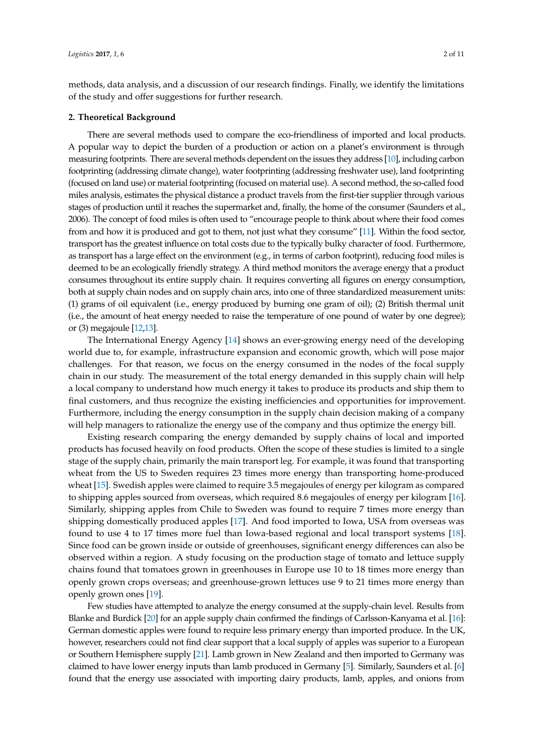methods, data analysis, and a discussion of our research findings. Finally, we identify the limitations of the study and offer suggestions for further research.

## 2. Theoretical Background

There are several methods used to compare the eco-friendliness of imported and local products. A popular way to depict the burden of a production or action on a planet's environment is through measuring footprints. There are several methods dependent on the issues they address [10], including carbon footprinting (addressing climate change), water footprinting (addressing freshwater use), land footprinting (focused on land use) or material footprinting (focused on material use). A second method, the so-called food miles analysis, estimates the physical distance a product travels from the first-tier supplier through various stages of production until it reaches the supermarket and, finally, the home of the consumer (Saunders et al., 2006). The concept of food miles is often used to "encourage people to think about where their food comes from and how it is produced and got to them, not just what they consume" [11]. Within the food sector, transport has the greatest influence on total costs due to the typically bulky character of food. Furthermore, as transport has a large effect on the environment (e.g., in terms of carbon footprint), reducing food miles is deemed to be an ecologically friendly strategy. A third method monitors the average energy that a product consumes throughout its entire supply chain. It requires converting all figures on energy consumption, both at supply chain nodes and on supply chain arcs, into one of three standardized measurement units: (1) grams of oil equivalent (i.e., energy produced by burning one gram of oil); (2) British thermal unit (i.e., the amount of heat energy needed to raise the temperature of one pound of water by one degree); or (3) megajoule [12,13].

The International Energy Agency [14] shows an ever-growing energy need of the developing world due to, for example, infrastructure expansion and economic growth, which will pose major challenges. For that reason, we focus on the energy consumed in the nodes of the focal supply chain in our study. The measurement of the total energy demanded in this supply chain will help a local company to understand how much energy it takes to produce its products and ship them to final customers, and thus recognize the existing inefficiencies and opportunities for improvement. Furthermore, including the energy consumption in the supply chain decision making of a company will help managers to rationalize the energy use of the company and thus optimize the energy bill.

Existing research comparing the energy demanded by supply chains of local and imported products has focused heavily on food products. Often the scope of these studies is limited to a single stage of the supply chain, primarily the main transport leg. For example, it was found that transporting wheat from the US to Sweden requires 23 times more energy than transporting home-produced wheat [15]. Swedish apples were claimed to require 3.5 megajoules of energy per kilogram as compared to shipping apples sourced from overseas, which required 8.6 megajoules of energy per kilogram [16]. Similarly, shipping apples from Chile to Sweden was found to require 7 times more energy than shipping domestically produced apples [17]. And food imported to Iowa, USA from overseas was found to use 4 to 17 times more fuel than Iowa-based regional and local transport systems [18]. Since food can be grown inside or outside of greenhouses, significant energy differences can also be observed within a region. A study focusing on the production stage of tomato and lettuce supply chains found that tomatoes grown in greenhouses in Europe use 10 to 18 times more energy than openly grown crops overseas; and greenhouse-grown lettuces use 9 to 21 times more energy than openly grown ones [19].

Few studies have attempted to analyze the energy consumed at the supply-chain level. Results from Blanke and Burdick [20] for an apple supply chain confirmed the findings of Carlsson-Kanyama et al. [16]: German domestic apples were found to require less primary energy than imported produce. In the UK, however, researchers could not find clear support that a local supply of apples was superior to a European or Southern Hemisphere supply [21]. Lamb grown in New Zealand and then imported to Germany was claimed to have lower energy inputs than lamb produced in Germany [5]. Similarly, Saunders et al. [6] found that the energy use associated with importing dairy products, lamb, apples, and onions from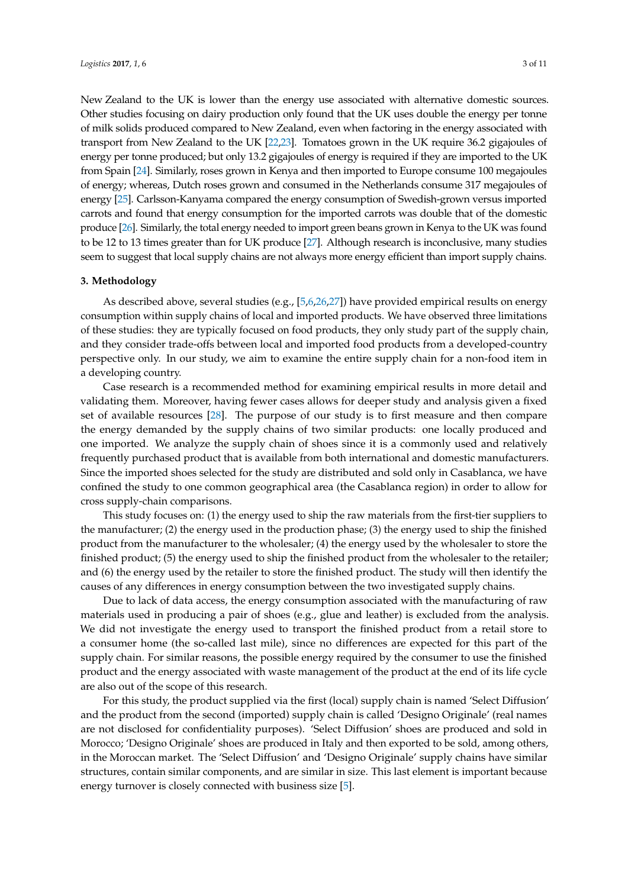New Zealand to the UK is lower than the energy use associated with alternative domestic sources. Other studies focusing on dairy production only found that the UK uses double the energy per tonne of milk solids produced compared to New Zealand, even when factoring in the energy associated with transport from New Zealand to the UK [22,23]. Tomatoes grown in the UK require 36.2 gigajoules of energy per tonne produced; but only 13.2 gigajoules of energy is required if they are imported to the UK from Spain [24]. Similarly, roses grown in Kenya and then imported to Europe consume 100 megajoules of energy; whereas, Dutch roses grown and consumed in the Netherlands consume 317 megajoules of energy [25]. Carlsson-Kanyama compared the energy consumption of Swedish-grown versus imported carrots and found that energy consumption for the imported carrots was double that of the domestic produce [26]. Similarly, the total energy needed to import green beans grown in Kenya to the UK was found to be 12 to 13 times greater than for UK produce [27]. Although research is inconclusive, many studies seem to suggest that local supply chains are not always more energy efficient than import supply chains.

## 3. Methodology

As described above, several studies (e.g., [5,6,26,27]) have provided empirical results on energy consumption within supply chains of local and imported products. We have observed three limitations of these studies: they are typically focused on food products, they only study part of the supply chain, and they consider trade-offs between local and imported food products from a developed-country perspective only. In our study, we aim to examine the entire supply chain for a non-food item in a developing country.

Case research is a recommended method for examining empirical results in more detail and validating them. Moreover, having fewer cases allows for deeper study and analysis given a fixed set of available resources [28]. The purpose of our study is to first measure and then compare the energy demanded by the supply chains of two similar products: one locally produced and one imported. We analyze the supply chain of shoes since it is a commonly used and relatively frequently purchased product that is available from both international and domestic manufacturers. Since the imported shoes selected for the study are distributed and sold only in Casablanca, we have confined the study to one common geographical area (the Casablanca region) in order to allow for cross supply-chain comparisons.

This study focuses on: (1) the energy used to ship the raw materials from the first-tier suppliers to the manufacturer; (2) the energy used in the production phase; (3) the energy used to ship the finished product from the manufacturer to the wholesaler; (4) the energy used by the wholesaler to store the finished product; (5) the energy used to ship the finished product from the wholesaler to the retailer; and (6) the energy used by the retailer to store the finished product. The study will then identify the causes of any differences in energy consumption between the two investigated supply chains.

Due to lack of data access, the energy consumption associated with the manufacturing of raw materials used in producing a pair of shoes (e.g., glue and leather) is excluded from the analysis. We did not investigate the energy used to transport the finished product from a retail store to a consumer home (the so-called last mile), since no differences are expected for this part of the supply chain. For similar reasons, the possible energy required by the consumer to use the finished product and the energy associated with waste management of the product at the end of its life cycle are also out of the scope of this research.

For this study, the product supplied via the first (local) supply chain is named 'Select Diffusion' and the product from the second (imported) supply chain is called 'Designo Originale' (real names are not disclosed for confidentiality purposes). 'Select Diffusion' shoes are produced and sold in Morocco; 'Designo Originale' shoes are produced in Italy and then exported to be sold, among others, in the Moroccan market. The 'Select Diffusion' and 'Designo Originale' supply chains have similar structures, contain similar components, and are similar in size. This last element is important because energy turnover is closely connected with business size [5].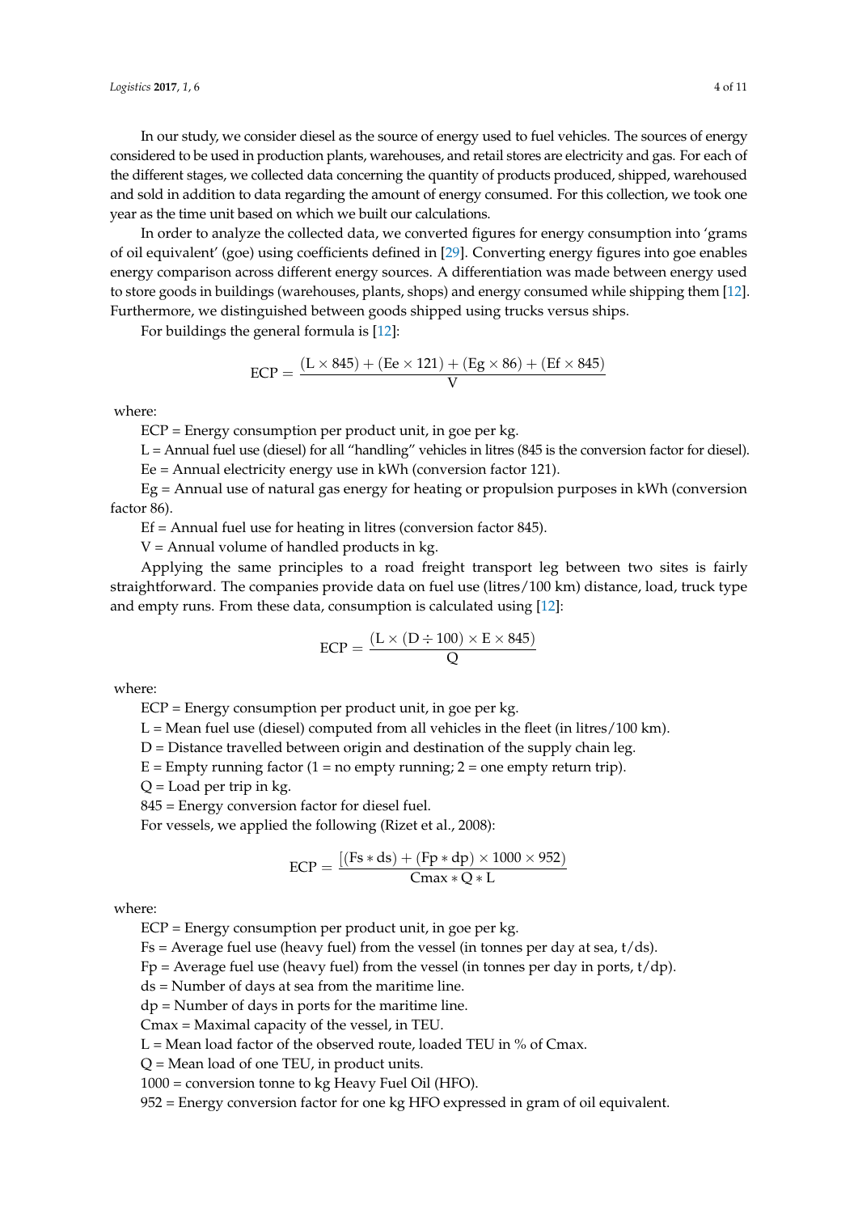In our study, we consider diesel as the source of energy used to fuel vehicles. The sources of energy considered to be used in production plants, warehouses, and retail stores are electricity and gas. For each of the different stages, we collected data concerning the quantity of products produced, shipped, warehoused and sold in addition to data regarding the amount of energy consumed. For this collection, we took one year as the time unit based on which we built our calculations.

In order to analyze the collected data, we converted figures for energy consumption into 'grams of oil equivalent' (goe) using coefficients defined in [29]. Converting energy figures into goe enables energy comparison across different energy sources. A differentiation was made between energy used to store goods in buildings (warehouses, plants, shops) and energy consumed while shipping them [12]. Furthermore, we distinguished between goods shipped using trucks versus ships.

For buildings the general formula is [12]:

$$\mathrm{ECP} = \frac{(\mathrm{L} \times 845) + (\mathrm{Ee} \times 121) + (\mathrm{Eg} \times 86) + (\mathrm{Ef} \times 845)}{\mathrm{V}}$$

where:

ECP = Energy consumption per product unit, in goe per kg.

L = Annual fuel use (diesel) for all "handling" vehicles in litres (845 is the conversion factor for diesel).

Ee = Annual electricity energy use in kWh (conversion factor 121).

Eg = Annual use of natural gas energy for heating or propulsion purposes in kWh (conversion factor 86).

Ef = Annual fuel use for heating in litres (conversion factor 845).

V = Annual volume of handled products in kg.

Applying the same principles to a road freight transport leg between two sites is fairly straightforward. The companies provide data on fuel use (litres/100 km) distance, load, truck type and empty runs. From these data, consumption is calculated using [12]:

$$\mathrm{ECP} = \frac{(\mathrm{L} \times (\mathrm{D} \div 100) \times \mathrm{E} \times 845)}{\mathrm{Q}}$$

where:

ECP = Energy consumption per product unit, in goe per kg.

L = Mean fuel use (diesel) computed from all vehicles in the fleet (in litres/100 km).

D = Distance travelled between origin and destination of the supply chain leg.

E = Empty running factor (1 = no empty running; 2 = one empty return trip).

Q = Load per trip in kg.

845 = Energy conversion factor for diesel fuel.

For vessels, we applied the following (Rizet et al., 2008):

$$\mathrm{ECP} = \frac{[(\mathrm{Fs} * \mathrm{ds}) + (\mathrm{Fp} * \mathrm{dp}) \times 1000 \times 952)}{\mathrm{Cmax} * \mathrm{Q} * \mathrm{L}}$$

where:

ECP = Energy consumption per product unit, in goe per kg.

Fs = Average fuel use (heavy fuel) from the vessel (in tonnes per day at sea, t/ds).

Fp = Average fuel use (heavy fuel) from the vessel (in tonnes per day in ports, t/dp).

ds = Number of days at sea from the maritime line.

dp = Number of days in ports for the maritime line.

Cmax = Maximal capacity of the vessel, in TEU.

L = Mean load factor of the observed route, loaded TEU in % of Cmax.

Q = Mean load of one TEU, in product units.

1000 = conversion tonne to kg Heavy Fuel Oil (HFO).

952 = Energy conversion factor for one kg HFO expressed in gram of oil equivalent.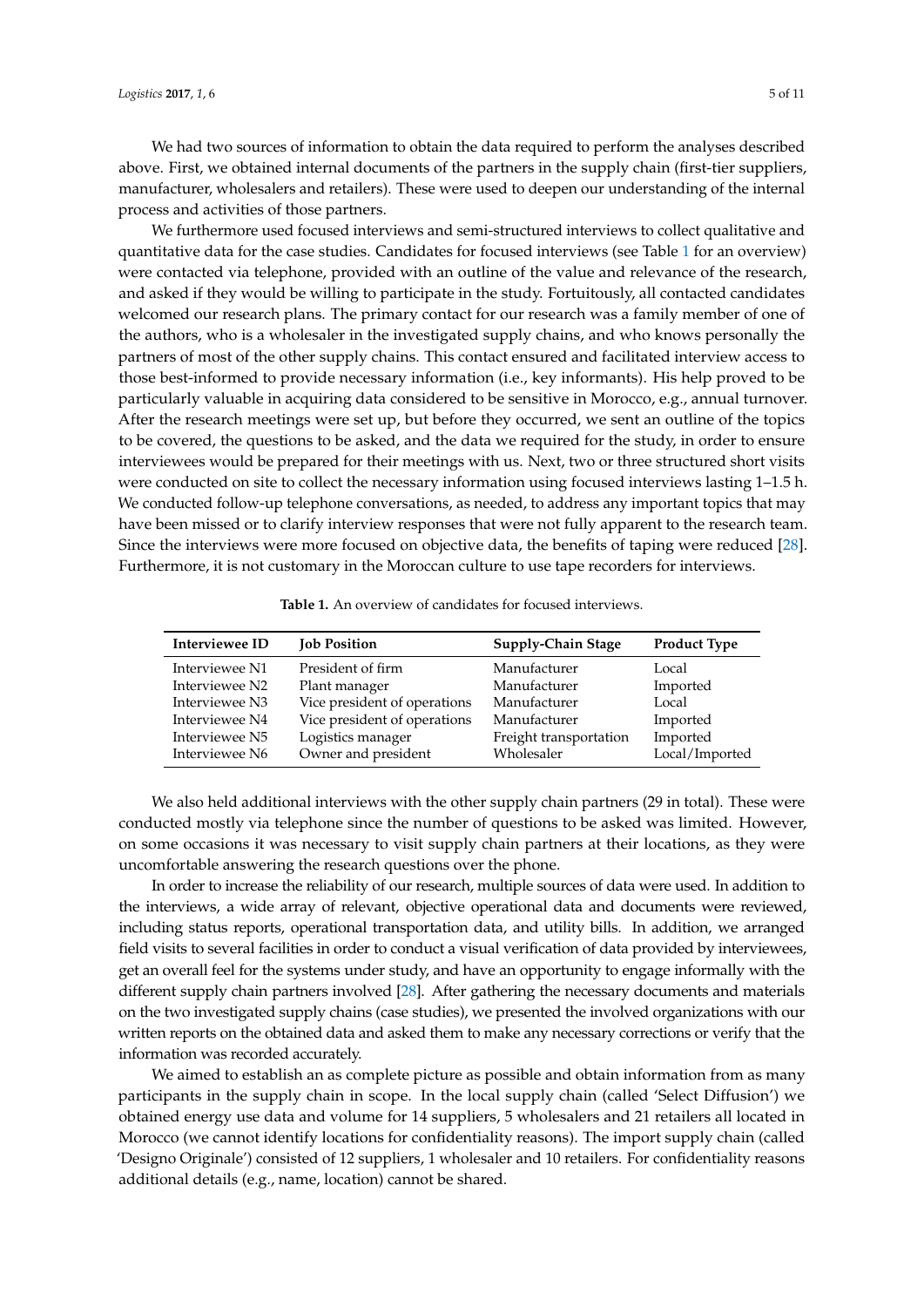We had two sources of information to obtain the data required to perform the analyses described above. First, we obtained internal documents of the partners in the supply chain (first-tier suppliers, manufacturer, wholesalers and retailers). These were used to deepen our understanding of the internal process and activities of those partners.

We furthermore used focused interviews and semi-structured interviews to collect qualitative and quantitative data for the case studies. Candidates for focused interviews (see Table 1 for an overview) were contacted via telephone, provided with an outline of the value and relevance of the research, and asked if they would be willing to participate in the study. Fortuitously, all contacted candidates welcomed our research plans. The primary contact for our research was a family member of one of the authors, who is a wholesaler in the investigated supply chains, and who knows personally the partners of most of the other supply chains. This contact ensured and facilitated interview access to those best-informed to provide necessary information (i.e., key informants). His help proved to be particularly valuable in acquiring data considered to be sensitive in Morocco, e.g., annual turnover. After the research meetings were set up, but before they occurred, we sent an outline of the topics to be covered, the questions to be asked, and the data we required for the study, in order to ensure interviewees would be prepared for their meetings with us. Next, two or three structured short visits were conducted on site to collect the necessary information using focused interviews lasting 1–1.5 h. We conducted follow-up telephone conversations, as needed, to address any important topics that may have been missed or to clarify interview responses that were not fully apparent to the research team. Since the interviews were more focused on objective data, the benefits of taping were reduced [28]. Furthermore, it is not customary in the Moroccan culture to use tape recorders for interviews.

**Table 1.** An overview of candidates for focused interviews.

| Interviewee ID | Job Position | Supply-Chain Stage | Product Type |
| --- | --- | --- | --- |
| Interviewee N1 | President of firm | Manufacturer | Local |
| Interviewee N2 | Plant manager | Manufacturer | Imported |
| Interviewee N3 | Vice president of operations | Manufacturer | Local |
| Interviewee N4 | Vice president of operations | Manufacturer | Imported |
| Interviewee N5 | Logistics manager | Freight transportation | Imported |
| Interviewee N6 | Owner and president | Wholesaler | Local/Imported |

We also held additional interviews with the other supply chain partners (29 in total). These were conducted mostly via telephone since the number of questions to be asked was limited. However, on some occasions it was necessary to visit supply chain partners at their locations, as they were uncomfortable answering the research questions over the phone.

In order to increase the reliability of our research, multiple sources of data were used. In addition to the interviews, a wide array of relevant, objective operational data and documents were reviewed, including status reports, operational transportation data, and utility bills. In addition, we arranged field visits to several facilities in order to conduct a visual verification of data provided by interviewees, get an overall feel for the systems under study, and have an opportunity to engage informally with the different supply chain partners involved [28]. After gathering the necessary documents and materials on the two investigated supply chains (case studies), we presented the involved organizations with our written reports on the obtained data and asked them to make any necessary corrections or verify that the information was recorded accurately.

We aimed to establish an as complete picture as possible and obtain information from as many participants in the supply chain in scope. In the local supply chain (called 'Select Diffusion') we obtained energy use data and volume for 14 suppliers, 5 wholesalers and 21 retailers all located in Morocco (we cannot identify locations for confidentiality reasons). The import supply chain (called 'Designo Originale') consisted of 12 suppliers, 1 wholesaler and 10 retailers. For confidentiality reasons additional details (e.g., name, location) cannot be shared.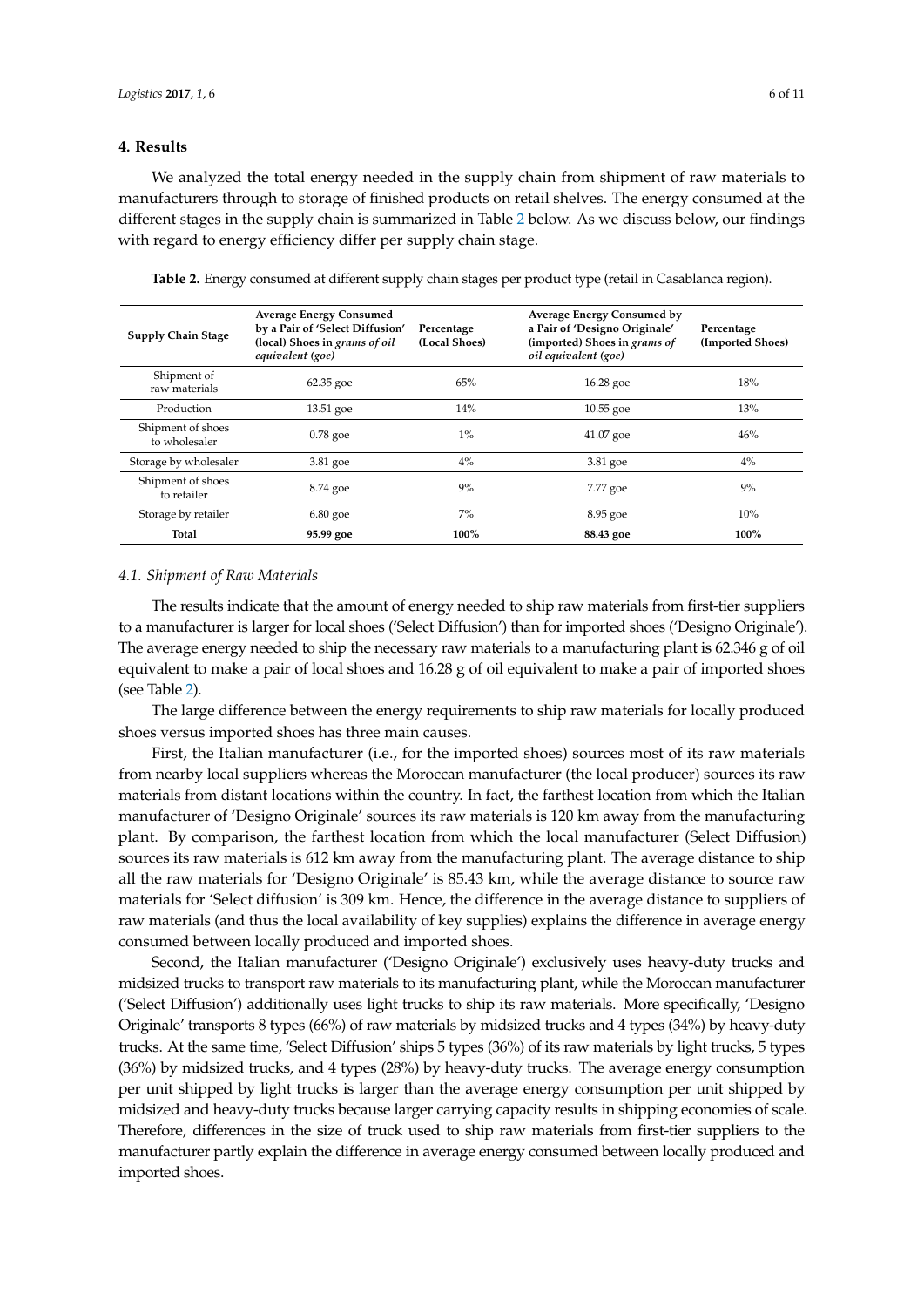## 4. Results

We analyzed the total energy needed in the supply chain from shipment of raw materials to manufacturers through to storage of finished products on retail shelves. The energy consumed at the different stages in the supply chain is summarized in Table 2 below. As we discuss below, our findings with regard to energy efficiency differ per supply chain stage.

**Table 2.** Energy consumed at different supply chain stages per product type (retail in Casablanca region).

| Supply Chain Stage | Average Energy Consumed by a Pair of 'Select Diffusion' (local) Shoes in *grams of oil equivalent (goe)* | Percentage (Local Shoes) | Average Energy Consumed by a Pair of 'Designo Originale' (imported) Shoes in *grams of oil equivalent (goe)* | Percentage (Imported Shoes) |
|---|---|---|---|---|
| Shipment of raw materials | 62.35 goe | 65% | 16.28 goe | 18% |
| Production | 13.51 goe | 14% | 10.55 goe | 13% |
| Shipment of shoes to wholesaler | 0.78 goe | 1% | 41.07 goe | 46% |
| Storage by wholesaler | 3.81 goe | 4% | 3.81 goe | 4% |
| Shipment of shoes to retailer | 8.74 goe | 9% | 7.77 goe | 9% |
| Storage by retailer | 6.80 goe | 7% | 8.95 goe | 10% |
| **Total** | **95.99 goe** | **100%** | **88.43 goe** | **100%** |

### 4.1. Shipment of Raw Materials

The results indicate that the amount of energy needed to ship raw materials from first-tier suppliers to a manufacturer is larger for local shoes ('Select Diffusion') than for imported shoes ('Designo Originale'). The average energy needed to ship the necessary raw materials to a manufacturing plant is 62.346 g of oil equivalent to make a pair of local shoes and 16.28 g of oil equivalent to make a pair of imported shoes (see Table 2).

The large difference between the energy requirements to ship raw materials for locally produced shoes versus imported shoes has three main causes.

First, the Italian manufacturer (i.e., for the imported shoes) sources most of its raw materials from nearby local suppliers whereas the Moroccan manufacturer (the local producer) sources its raw materials from distant locations within the country. In fact, the farthest location from which the Italian manufacturer of 'Designo Originale' sources its raw materials is 120 km away from the manufacturing plant. By comparison, the farthest location from which the local manufacturer (Select Diffusion) sources its raw materials is 612 km away from the manufacturing plant. The average distance to ship all the raw materials for 'Designo Originale' is 85.43 km, while the average distance to source raw materials for 'Select diffusion' is 309 km. Hence, the difference in the average distance to suppliers of raw materials (and thus the local availability of key supplies) explains the difference in average energy consumed between locally produced and imported shoes.

Second, the Italian manufacturer ('Designo Originale') exclusively uses heavy-duty trucks and midsized trucks to transport raw materials to its manufacturing plant, while the Moroccan manufacturer ('Select Diffusion') additionally uses light trucks to ship its raw materials. More specifically, 'Designo Originale' transports 8 types (66%) of raw materials by midsized trucks and 4 types (34%) by heavy-duty trucks. At the same time, 'Select Diffusion' ships 5 types (36%) of its raw materials by light trucks, 5 types (36%) by midsized trucks, and 4 types (28%) by heavy-duty trucks. The average energy consumption per unit shipped by light trucks is larger than the average energy consumption per unit shipped by midsized and heavy-duty trucks because larger carrying capacity results in shipping economies of scale. Therefore, differences in the size of truck used to ship raw materials from first-tier suppliers to the manufacturer partly explain the difference in average energy consumed between locally produced and imported shoes.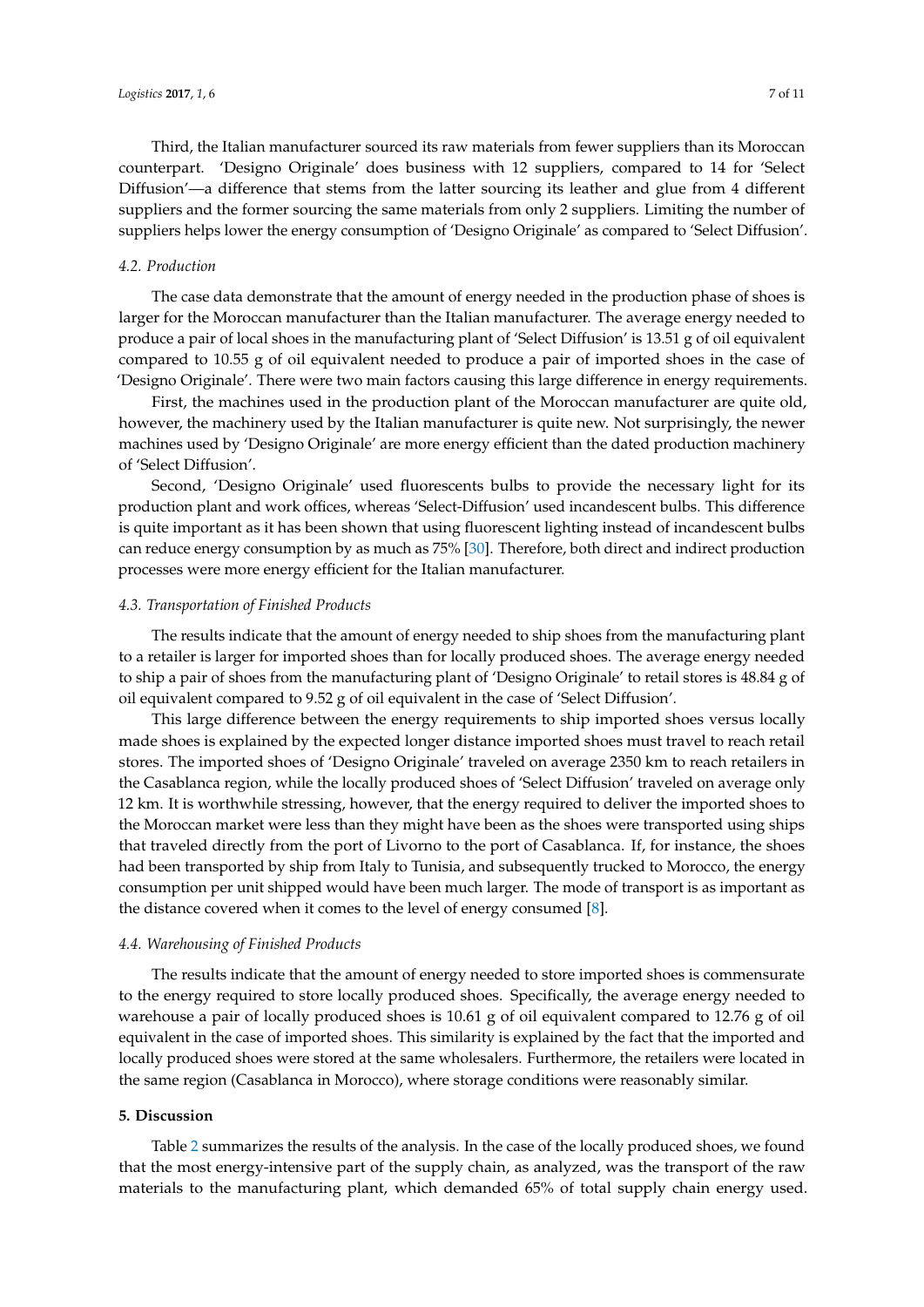Third, the Italian manufacturer sourced its raw materials from fewer suppliers than its Moroccan counterpart. 'Designo Originale' does business with 12 suppliers, compared to 14 for 'Select Diffusion'—a difference that stems from the latter sourcing its leather and glue from 4 different suppliers and the former sourcing the same materials from only 2 suppliers. Limiting the number of suppliers helps lower the energy consumption of 'Designo Originale' as compared to 'Select Diffusion'.

### 4.2. Production

The case data demonstrate that the amount of energy needed in the production phase of shoes is larger for the Moroccan manufacturer than the Italian manufacturer. The average energy needed to produce a pair of local shoes in the manufacturing plant of 'Select Diffusion' is 13.51 g of oil equivalent compared to 10.55 g of oil equivalent needed to produce a pair of imported shoes in the case of 'Designo Originale'. There were two main factors causing this large difference in energy requirements.

First, the machines used in the production plant of the Moroccan manufacturer are quite old, however, the machinery used by the Italian manufacturer is quite new. Not surprisingly, the newer machines used by 'Designo Originale' are more energy efficient than the dated production machinery of 'Select Diffusion'.

Second, 'Designo Originale' used fluorescents bulbs to provide the necessary light for its production plant and work offices, whereas 'Select-Diffusion' used incandescent bulbs. This difference is quite important as it has been shown that using fluorescent lighting instead of incandescent bulbs can reduce energy consumption by as much as 75% [30]. Therefore, both direct and indirect production processes were more energy efficient for the Italian manufacturer.

### 4.3. Transportation of Finished Products

The results indicate that the amount of energy needed to ship shoes from the manufacturing plant to a retailer is larger for imported shoes than for locally produced shoes. The average energy needed to ship a pair of shoes from the manufacturing plant of 'Designo Originale' to retail stores is 48.84 g of oil equivalent compared to 9.52 g of oil equivalent in the case of 'Select Diffusion'.

This large difference between the energy requirements to ship imported shoes versus locally made shoes is explained by the expected longer distance imported shoes must travel to reach retail stores. The imported shoes of 'Designo Originale' traveled on average 2350 km to reach retailers in the Casablanca region, while the locally produced shoes of 'Select Diffusion' traveled on average only 12 km. It is worthwhile stressing, however, that the energy required to deliver the imported shoes to the Moroccan market were less than they might have been as the shoes were transported using ships that traveled directly from the port of Livorno to the port of Casablanca. If, for instance, the shoes had been transported by ship from Italy to Tunisia, and subsequently trucked to Morocco, the energy consumption per unit shipped would have been much larger. The mode of transport is as important as the distance covered when it comes to the level of energy consumed [8].

### 4.4. Warehousing of Finished Products

The results indicate that the amount of energy needed to store imported shoes is commensurate to the energy required to store locally produced shoes. Specifically, the average energy needed to warehouse a pair of locally produced shoes is 10.61 g of oil equivalent compared to 12.76 g of oil equivalent in the case of imported shoes. This similarity is explained by the fact that the imported and locally produced shoes were stored at the same wholesalers. Furthermore, the retailers were located in the same region (Casablanca in Morocco), where storage conditions were reasonably similar.

## 5. Discussion

Table 2 summarizes the results of the analysis. In the case of the locally produced shoes, we found that the most energy-intensive part of the supply chain, as analyzed, was the transport of the raw materials to the manufacturing plant, which demanded 65% of total supply chain energy used.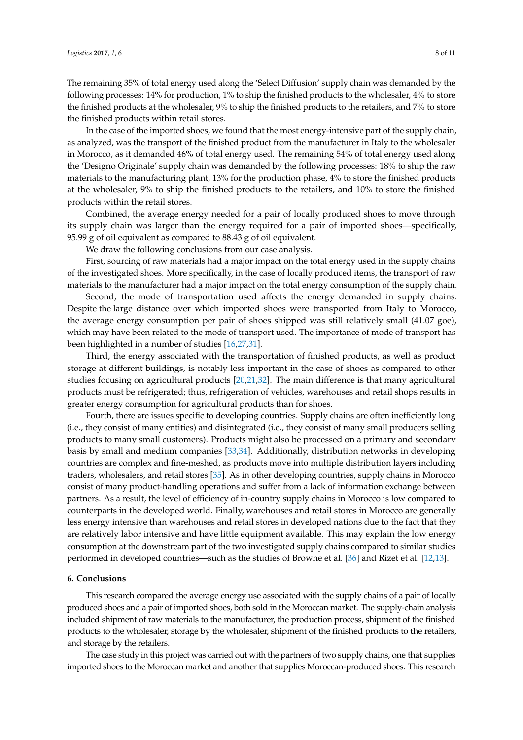The remaining 35% of total energy used along the 'Select Diffusion' supply chain was demanded by the following processes: 14% for production, 1% to ship the finished products to the wholesaler, 4% to store the finished products at the wholesaler, 9% to ship the finished products to the retailers, and 7% to store the finished products within retail stores.

In the case of the imported shoes, we found that the most energy-intensive part of the supply chain, as analyzed, was the transport of the finished product from the manufacturer in Italy to the wholesaler in Morocco, as it demanded 46% of total energy used. The remaining 54% of total energy used along the 'Designo Originale' supply chain was demanded by the following processes: 18% to ship the raw materials to the manufacturing plant, 13% for the production phase, 4% to store the finished products at the wholesaler, 9% to ship the finished products to the retailers, and 10% to store the finished products within the retail stores.

Combined, the average energy needed for a pair of locally produced shoes to move through its supply chain was larger than the energy required for a pair of imported shoes—specifically, 95.99 g of oil equivalent as compared to 88.43 g of oil equivalent.

We draw the following conclusions from our case analysis.

First, sourcing of raw materials had a major impact on the total energy used in the supply chains of the investigated shoes. More specifically, in the case of locally produced items, the transport of raw materials to the manufacturer had a major impact on the total energy consumption of the supply chain.

Second, the mode of transportation used affects the energy demanded in supply chains. Despite the large distance over which imported shoes were transported from Italy to Morocco, the average energy consumption per pair of shoes shipped was still relatively small (41.07 goe), which may have been related to the mode of transport used. The importance of mode of transport has been highlighted in a number of studies [16,27,31].

Third, the energy associated with the transportation of finished products, as well as product storage at different buildings, is notably less important in the case of shoes as compared to other studies focusing on agricultural products [20,21,32]. The main difference is that many agricultural products must be refrigerated; thus, refrigeration of vehicles, warehouses and retail shops results in greater energy consumption for agricultural products than for shoes.

Fourth, there are issues specific to developing countries. Supply chains are often inefficiently long (i.e., they consist of many entities) and disintegrated (i.e., they consist of many small producers selling products to many small customers). Products might also be processed on a primary and secondary basis by small and medium companies [33,34]. Additionally, distribution networks in developing countries are complex and fine-meshed, as products move into multiple distribution layers including traders, wholesalers, and retail stores [35]. As in other developing countries, supply chains in Morocco consist of many product-handling operations and suffer from a lack of information exchange between partners. As a result, the level of efficiency of in-country supply chains in Morocco is low compared to counterparts in the developed world. Finally, warehouses and retail stores in Morocco are generally less energy intensive than warehouses and retail stores in developed nations due to the fact that they are relatively labor intensive and have little equipment available. This may explain the low energy consumption at the downstream part of the two investigated supply chains compared to similar studies performed in developed countries—such as the studies of Browne et al. [36] and Rizet et al. [12,13].

## 6. Conclusions

This research compared the average energy use associated with the supply chains of a pair of locally produced shoes and a pair of imported shoes, both sold in the Moroccan market. The supply-chain analysis included shipment of raw materials to the manufacturer, the production process, shipment of the finished products to the wholesaler, storage by the wholesaler, shipment of the finished products to the retailers, and storage by the retailers.

The case study in this project was carried out with the partners of two supply chains, one that supplies imported shoes to the Moroccan market and another that supplies Moroccan-produced shoes. This research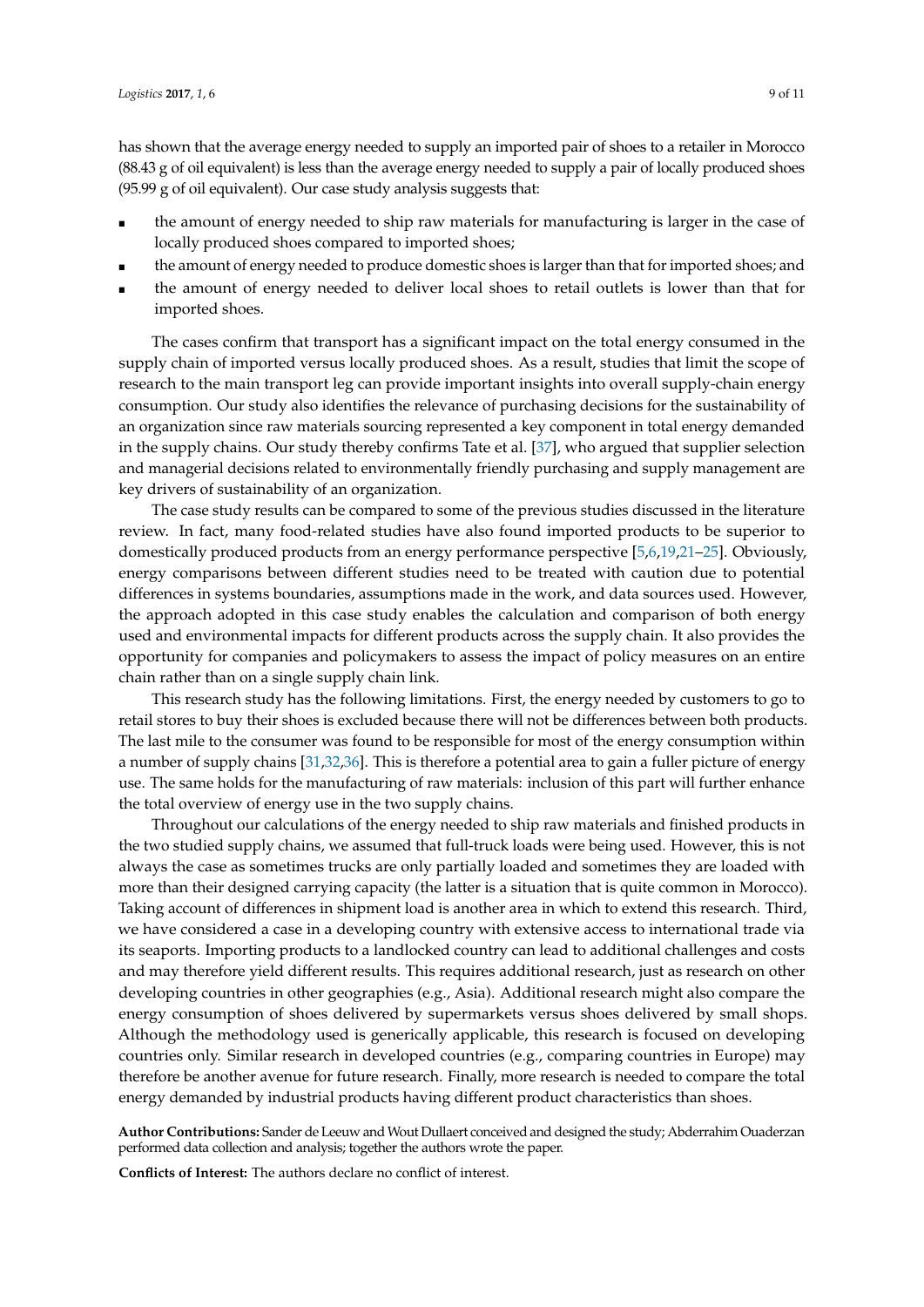has shown that the average energy needed to supply an imported pair of shoes to a retailer in Morocco (88.43 g of oil equivalent) is less than the average energy needed to supply a pair of locally produced shoes (95.99 g of oil equivalent). Our case study analysis suggests that:

- the amount of energy needed to ship raw materials for manufacturing is larger in the case of locally produced shoes compared to imported shoes;
- the amount of energy needed to produce domestic shoes is larger than that for imported shoes; and
- the amount of energy needed to deliver local shoes to retail outlets is lower than that for imported shoes.

The cases confirm that transport has a significant impact on the total energy consumed in the supply chain of imported versus locally produced shoes. As a result, studies that limit the scope of research to the main transport leg can provide important insights into overall supply-chain energy consumption. Our study also identifies the relevance of purchasing decisions for the sustainability of an organization since raw materials sourcing represented a key component in total energy demanded in the supply chains. Our study thereby confirms Tate et al. [37], who argued that supplier selection and managerial decisions related to environmentally friendly purchasing and supply management are key drivers of sustainability of an organization.

The case study results can be compared to some of the previous studies discussed in the literature review. In fact, many food-related studies have also found imported products to be superior to domestically produced products from an energy performance perspective [5,6,19,21–25]. Obviously, energy comparisons between different studies need to be treated with caution due to potential differences in systems boundaries, assumptions made in the work, and data sources used. However, the approach adopted in this case study enables the calculation and comparison of both energy used and environmental impacts for different products across the supply chain. It also provides the opportunity for companies and policymakers to assess the impact of policy measures on an entire chain rather than on a single supply chain link.

This research study has the following limitations. First, the energy needed by customers to go to retail stores to buy their shoes is excluded because there will not be differences between both products. The last mile to the consumer was found to be responsible for most of the energy consumption within a number of supply chains [31,32,36]. This is therefore a potential area to gain a fuller picture of energy use. The same holds for the manufacturing of raw materials: inclusion of this part will further enhance the total overview of energy use in the two supply chains.

Throughout our calculations of the energy needed to ship raw materials and finished products in the two studied supply chains, we assumed that full-truck loads were being used. However, this is not always the case as sometimes trucks are only partially loaded and sometimes they are loaded with more than their designed carrying capacity (the latter is a situation that is quite common in Morocco). Taking account of differences in shipment load is another area in which to extend this research. Third, we have considered a case in a developing country with extensive access to international trade via its seaports. Importing products to a landlocked country can lead to additional challenges and costs and may therefore yield different results. This requires additional research, just as research on other developing countries in other geographies (e.g., Asia). Additional research might also compare the energy consumption of shoes delivered by supermarkets versus shoes delivered by small shops. Although the methodology used is generically applicable, this research is focused on developing countries only. Similar research in developed countries (e.g., comparing countries in Europe) may therefore be another avenue for future research. Finally, more research is needed to compare the total energy demanded by industrial products having different product characteristics than shoes.

**Author Contributions:** Sander de Leeuw and Wout Dullaert conceived and designed the study; Abderrahim Ouaderzan performed data collection and analysis; together the authors wrote the paper.

**Conflicts of Interest:** The authors declare no conflict of interest.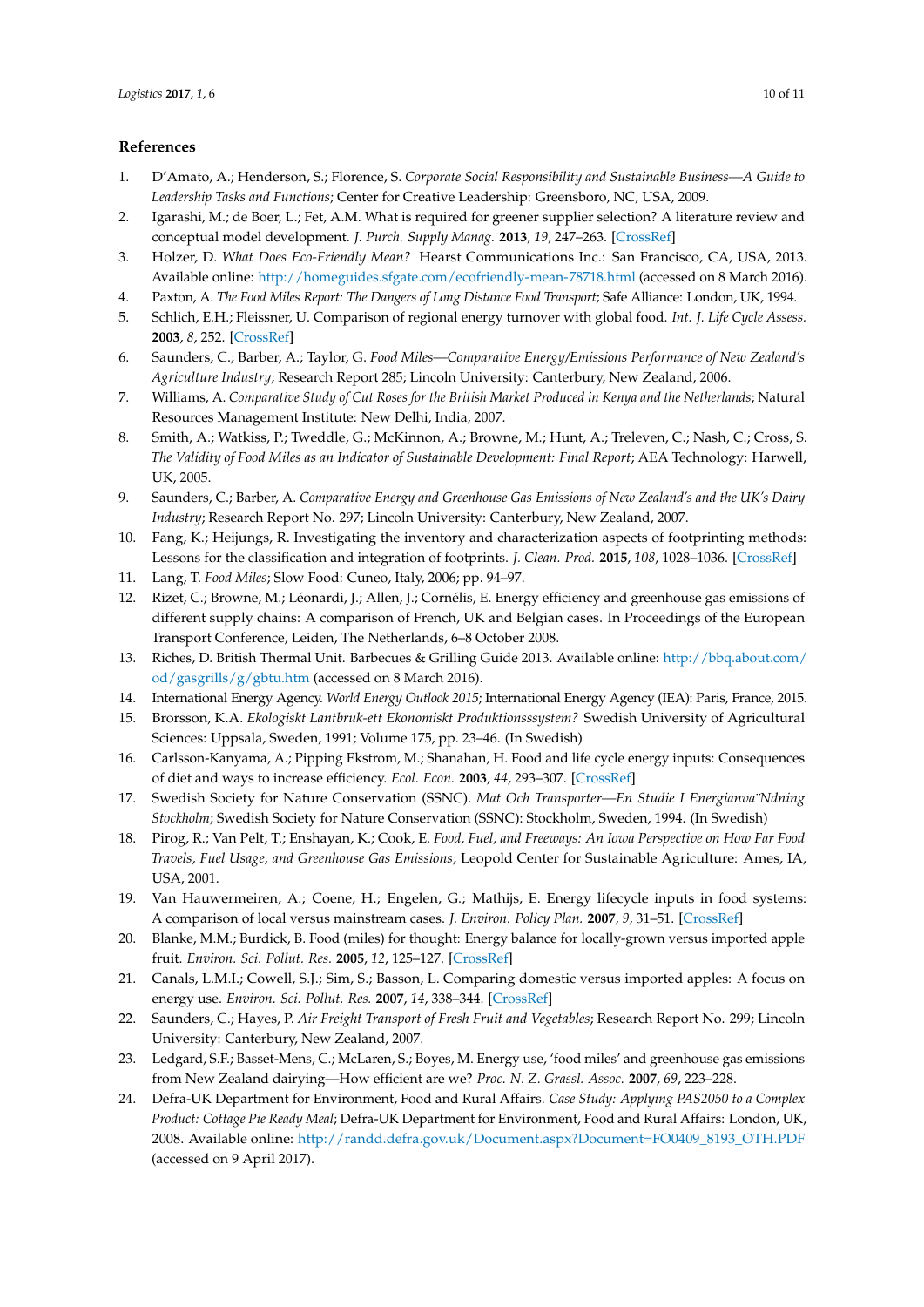## References

1. D'Amato, A.; Henderson, S.; Florence, S. *Corporate Social Responsibility and Sustainable Business—A Guide to Leadership Tasks and Functions*; Center for Creative Leadership: Greensboro, NC, USA, 2009.
2. Igarashi, M.; de Boer, L.; Fet, A.M. What is required for greener supplier selection? A literature review and conceptual model development. *J. Purch. Supply Manag.* **2013**, *19*, 247–263. [CrossRef]
3. Holzer, D. *What Does Eco-Friendly Mean?* Hearst Communications Inc.: San Francisco, CA, USA, 2013. Available online: http://homeguides.sfgate.com/ecofriendly-mean-78718.html (accessed on 8 March 2016).
4. Paxton, A. *The Food Miles Report: The Dangers of Long Distance Food Transport*; Safe Alliance: London, UK, 1994.
5. Schlich, E.H.; Fleissner, U. Comparison of regional energy turnover with global food. *Int. J. Life Cycle Assess.* **2003**, *8*, 252. [CrossRef]
6. Saunders, C.; Barber, A.; Taylor, G. *Food Miles—Comparative Energy/Emissions Performance of New Zealand's Agriculture Industry*; Research Report 285; Lincoln University: Canterbury, New Zealand, 2006.
7. Williams, A. *Comparative Study of Cut Roses for the British Market Produced in Kenya and the Netherlands*; Natural Resources Management Institute: New Delhi, India, 2007.
8. Smith, A.; Watkiss, P.; Tweddle, G.; McKinnon, A.; Browne, M.; Hunt, A.; Treleven, C.; Nash, C.; Cross, S. *The Validity of Food Miles as an Indicator of Sustainable Development: Final Report*; AEA Technology: Harwell, UK, 2005.
9. Saunders, C.; Barber, A. *Comparative Energy and Greenhouse Gas Emissions of New Zealand's and the UK's Dairy Industry*; Research Report No. 297; Lincoln University: Canterbury, New Zealand, 2007.
10. Fang, K.; Heijungs, R. Investigating the inventory and characterization aspects of footprinting methods: Lessons for the classification and integration of footprints. *J. Clean. Prod.* **2015**, *108*, 1028–1036. [CrossRef]
11. Lang, T. *Food Miles*; Slow Food: Cuneo, Italy, 2006; pp. 94–97.
12. Rizet, C.; Browne, M.; Léonardi, J.; Allen, J.; Cornélis, E. Energy efficiency and greenhouse gas emissions of different supply chains: A comparison of French, UK and Belgian cases. In Proceedings of the European Transport Conference, Leiden, The Netherlands, 6–8 October 2008.
13. Riches, D. British Thermal Unit. Barbecues & Grilling Guide 2013. Available online: http://bbq.about.com/od/gasgrills/g/gbtu.htm (accessed on 8 March 2016).
14. International Energy Agency. *World Energy Outlook 2015*; International Energy Agency (IEA): Paris, France, 2015.
15. Brorsson, K.A. *Ekologiskt Lantbruk-ett Ekonomiskt Produktionsssystem?* Swedish University of Agricultural Sciences: Uppsala, Sweden, 1991; Volume 175, pp. 23–46. (In Swedish)
16. Carlsson-Kanyama, A.; Pipping Ekstrom, M.; Shanahan, H. Food and life cycle energy inputs: Consequences of diet and ways to increase efficiency. *Ecol. Econ.* **2003**, *44*, 293–307. [CrossRef]
17. Swedish Society for Nature Conservation (SSNC). *Mat Och Transporter—En Studie I Energianva¨Ndning Stockholm*; Swedish Society for Nature Conservation (SSNC): Stockholm, Sweden, 1994. (In Swedish)
18. Pirog, R.; Van Pelt, T.; Enshayan, K.; Cook, E. *Food, Fuel, and Freeways: An Iowa Perspective on How Far Food Travels, Fuel Usage, and Greenhouse Gas Emissions*; Leopold Center for Sustainable Agriculture: Ames, IA, USA, 2001.
19. Van Hauwermeiren, A.; Coene, H.; Engelen, G.; Mathijs, E. Energy lifecycle inputs in food systems: A comparison of local versus mainstream cases. *J. Environ. Policy Plan.* **2007**, *9*, 31–51. [CrossRef]
20. Blanke, M.M.; Burdick, B. Food (miles) for thought: Energy balance for locally-grown versus imported apple fruit. *Environ. Sci. Pollut. Res.* **2005**, *12*, 125–127. [CrossRef]
21. Canals, L.M.I.; Cowell, S.J.; Sim, S.; Basson, L. Comparing domestic versus imported apples: A focus on energy use. *Environ. Sci. Pollut. Res.* **2007**, *14*, 338–344. [CrossRef]
22. Saunders, C.; Hayes, P. *Air Freight Transport of Fresh Fruit and Vegetables*; Research Report No. 299; Lincoln University: Canterbury, New Zealand, 2007.
23. Ledgard, S.F.; Basset-Mens, C.; McLaren, S.; Boyes, M. Energy use, 'food miles' and greenhouse gas emissions from New Zealand dairying—How efficient are we? *Proc. N. Z. Grassl. Assoc.* **2007**, *69*, 223–228.
24. Defra-UK Department for Environment, Food and Rural Affairs. *Case Study: Applying PAS2050 to a Complex Product: Cottage Pie Ready Meal*; Defra-UK Department for Environment, Food and Rural Affairs: London, UK, 2008. Available online: http://randd.defra.gov.uk/Document.aspx?Document=FO0409_8193_OTH.PDF (accessed on 9 April 2017).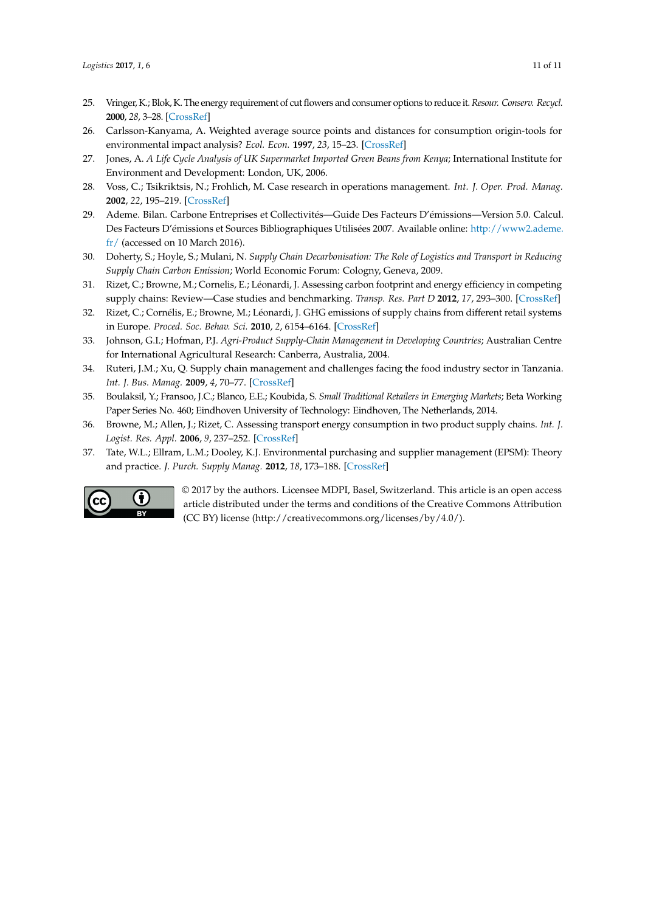25. Vringer, K.; Blok, K. The energy requirement of cut flowers and consumer options to reduce it. *Resour. Conserv. Recycl.* **2000**, *28*, 3–28. [CrossRef]
26. Carlsson-Kanyama, A. Weighted average source points and distances for consumption origin-tools for environmental impact analysis? *Ecol. Econ.* **1997**, *23*, 15–23. [CrossRef]
27. Jones, A. *A Life Cycle Analysis of UK Supermarket Imported Green Beans from Kenya*; International Institute for Environment and Development: London, UK, 2006.
28. Voss, C.; Tsikriktsis, N.; Frohlich, M. Case research in operations management. *Int. J. Oper. Prod. Manag.* **2002**, *22*, 195–219. [CrossRef]
29. Ademe. Bilan. Carbone Entreprises et Collectivités—Guide Des Facteurs D'émissions—Version 5.0. Calcul. Des Facteurs D'émissions et Sources Bibliographiques Utilisées 2007. Available online: http://www2.ademe.fr/ (accessed on 10 March 2016).
30. Doherty, S.; Hoyle, S.; Mulani, N. *Supply Chain Decarbonisation: The Role of Logistics and Transport in Reducing Supply Chain Carbon Emission*; World Economic Forum: Cologny, Geneva, 2009.
31. Rizet, C.; Browne, M.; Cornelis, E.; Léonardi, J. Assessing carbon footprint and energy efficiency in competing supply chains: Review—Case studies and benchmarking. *Transp. Res. Part D* **2012**, *17*, 293–300. [CrossRef]
32. Rizet, C.; Cornélis, E.; Browne, M.; Léonardi, J. GHG emissions of supply chains from different retail systems in Europe. *Proced. Soc. Behav. Sci.* **2010**, *2*, 6154–6164. [CrossRef]
33. Johnson, G.I.; Hofman, P.J. *Agri-Product Supply-Chain Management in Developing Countries*; Australian Centre for International Agricultural Research: Canberra, Australia, 2004.
34. Ruteri, J.M.; Xu, Q. Supply chain management and challenges facing the food industry sector in Tanzania. *Int. J. Bus. Manag.* **2009**, *4*, 70–77. [CrossRef]
35. Boulaksil, Y.; Fransoo, J.C.; Blanco, E.E.; Koubida, S. *Small Traditional Retailers in Emerging Markets*; Beta Working Paper Series No. 460; Eindhoven University of Technology: Eindhoven, The Netherlands, 2014.
36. Browne, M.; Allen, J.; Rizet, C. Assessing transport energy consumption in two product supply chains. *Int. J. Logist. Res. Appl.* **2006**, *9*, 237–252. [CrossRef]
37. Tate, W.L.; Ellram, L.M.; Dooley, K.J. Environmental purchasing and supplier management (EPSM): Theory and practice. *J. Purch. Supply Manag.* **2012**, *18*, 173–188. [CrossRef]

© 2017 by the authors. Licensee MDPI, Basel, Switzerland. This article is an open access article distributed under the terms and conditions of the Creative Commons Attribution (CC BY) license (http://creativecommons.org/licenses/by/4.0/).